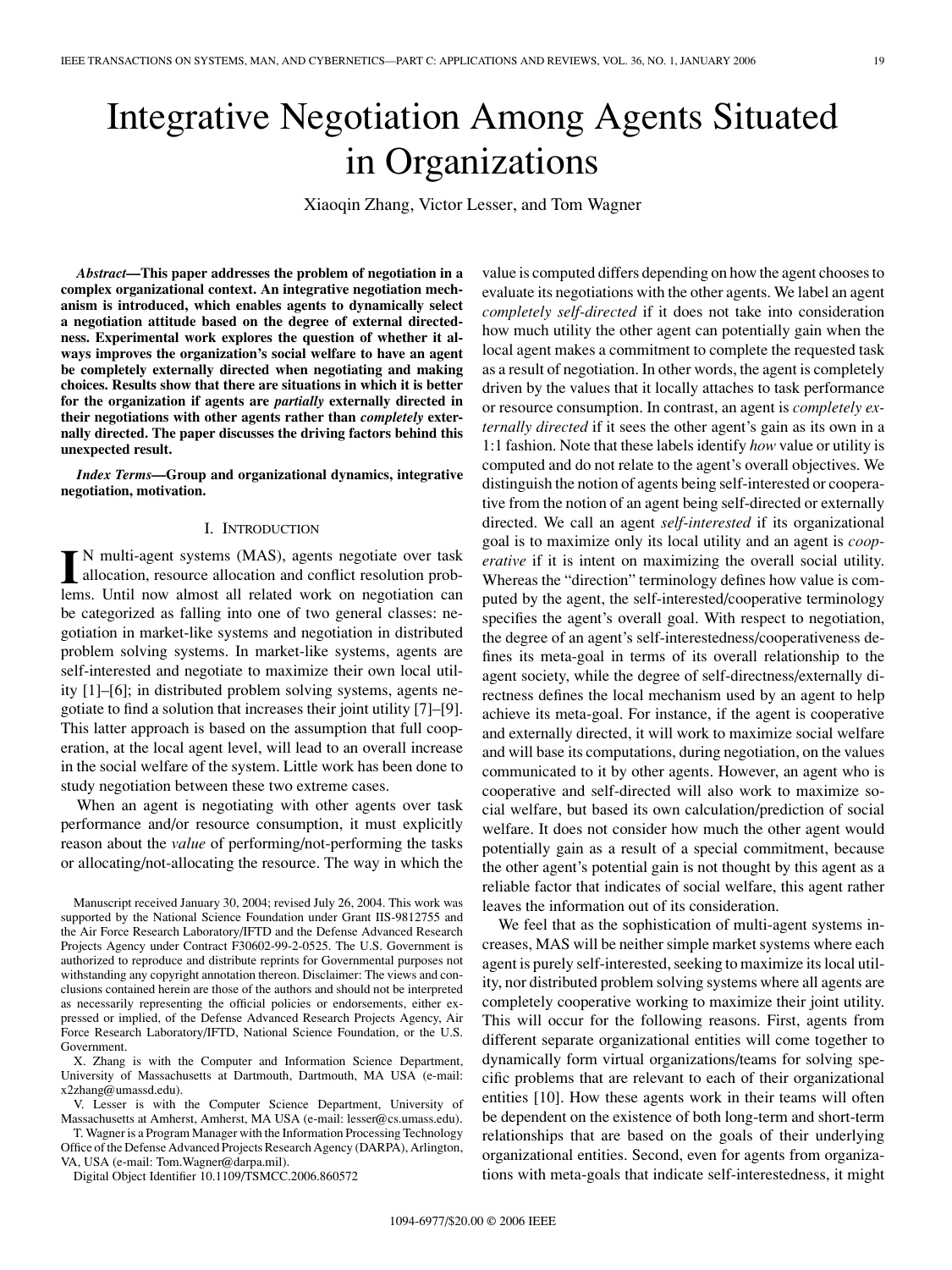# Integrative Negotiation Among Agents Situated in Organizations

Xiaoqin Zhang, Victor Lesser, and Tom Wagner

***Abstract*—This paper addresses the problem of negotiation in a complex organizational context. An integrative negotiation mechanism is introduced, which enables agents to dynamically select a negotiation attitude based on the degree of external directedness. Experimental work explores the question of whether it always improves the organization's social welfare to have an agent be completely externally directed when negotiating and making choices. Results show that there are situations in which it is better for the organization if agents are *partially* externally directed in their negotiations with other agents rather than *completely* externally directed. The paper discusses the driving factors behind this unexpected result.**

***Index Terms*—Group and organizational dynamics, integrative negotiation, motivation.**

## I. Introduction

In multi-agent systems (MAS), agents negotiate over task allocation, resource allocation and conflict resolution problems. Until now almost all related work on negotiation can be categorized as falling into one of two general classes: negotiation in market-like systems and negotiation in distributed problem solving systems. In market-like systems, agents are self-interested and negotiate to maximize their own local utility [1]–[6]; in distributed problem solving systems, agents negotiate to find a solution that increases their joint utility [7]–[9]. This latter approach is based on the assumption that full cooperation, at the local agent level, will lead to an overall increase in the social welfare of the system. Little work has been done to study negotiation between these two extreme cases.

When an agent is negotiating with other agents over task performance and/or resource consumption, it must explicitly reason about the *value* of performing/not-performing the tasks or allocating/not-allocating the resource. The way in which the value is computed differs depending on how the agent chooses to evaluate its negotiations with the other agents. We label an agent *completely self-directed* if it does not take into consideration how much utility the other agent can potentially gain when the local agent makes a commitment to complete the requested task as a result of negotiation. In other words, the agent is completely driven by the values that it locally attaches to task performance or resource consumption. In contrast, an agent is *completely externally directed* if it sees the other agent's gain as its own in a 1:1 fashion. Note that these labels identify *how* value or utility is computed and do not relate to the agent's overall objectives. We distinguish the notion of agents being self-interested or cooperative from the notion of an agent being self-directed or externally directed. We call an agent *self-interested* if its organizational goal is to maximize only its local utility and an agent is *cooperative* if it is intent on maximizing the overall social utility. Whereas the "direction" terminology defines how value is computed by the agent, the self-interested/cooperative terminology specifies the agent's overall goal. With respect to negotiation, the degree of an agent's self-interestedness/cooperativeness defines its meta-goal in terms of its overall relationship to the agent society, while the degree of self-directness/externally directness defines the local mechanism used by an agent to help achieve its meta-goal. For instance, if the agent is cooperative and externally directed, it will work to maximize social welfare and will base its computations, during negotiation, on the values communicated to it by other agents. However, an agent who is cooperative and self-directed will also work to maximize social welfare, but based its own calculation/prediction of social welfare. It does not consider how much the other agent would potentially gain as a result of a special commitment, because the other agent's potential gain is not thought by this agent as a reliable factor that indicates of social welfare, this agent rather leaves the information out of its consideration.

We feel that as the sophistication of multi-agent systems increases, MAS will be neither simple market systems where each agent is purely self-interested, seeking to maximize its local utility, nor distributed problem solving systems where all agents are completely cooperative working to maximize their joint utility. This will occur for the following reasons. First, agents from different separate organizational entities will come together to dynamically form virtual organizations/teams for solving specific problems that are relevant to each of their organizational entities [10]. How these agents work in their teams will often be dependent on the existence of both long-term and short-term relationships that are based on the goals of their underlying organizational entities. Second, even for agents from organizations with meta-goals that indicate self-interestedness, it might

Manuscript received January 30, 2004; revised July 26, 2004. This work was supported by the National Science Foundation under Grant IIS-9812755 and the Air Force Research Laboratory/IFTD and the Defense Advanced Research Projects Agency under Contract F30602-99-2-0525. The U.S. Government is authorized to reproduce and distribute reprints for Governmental purposes not withstanding any copyright annotation thereon. Disclaimer: The views and conclusions contained herein are those of the authors and should not be interpreted as necessarily representing the official policies or endorsements, either expressed or implied, of the Defense Advanced Research Projects Agency, Air Force Research Laboratory/IFTD, National Science Foundation, or the U.S. Government.

X. Zhang is with the Computer and Information Science Department, University of Massachusetts at Dartmouth, Dartmouth, MA USA (e-mail: x2zhang@umassd.edu).

V. Lesser is with the Computer Science Department, University of Massachusetts at Amherst, Amherst, MA USA (e-mail: lesser@cs.umass.edu).

T. Wagner is a Program Manager with the Information Processing Technology Office of the Defense Advanced Projects Research Agency (DARPA), Arlington, VA, USA (e-mail: Tom.Wagner@darpa.mil).

Digital Object Identifier 10.1109/TSMCC.2006.860572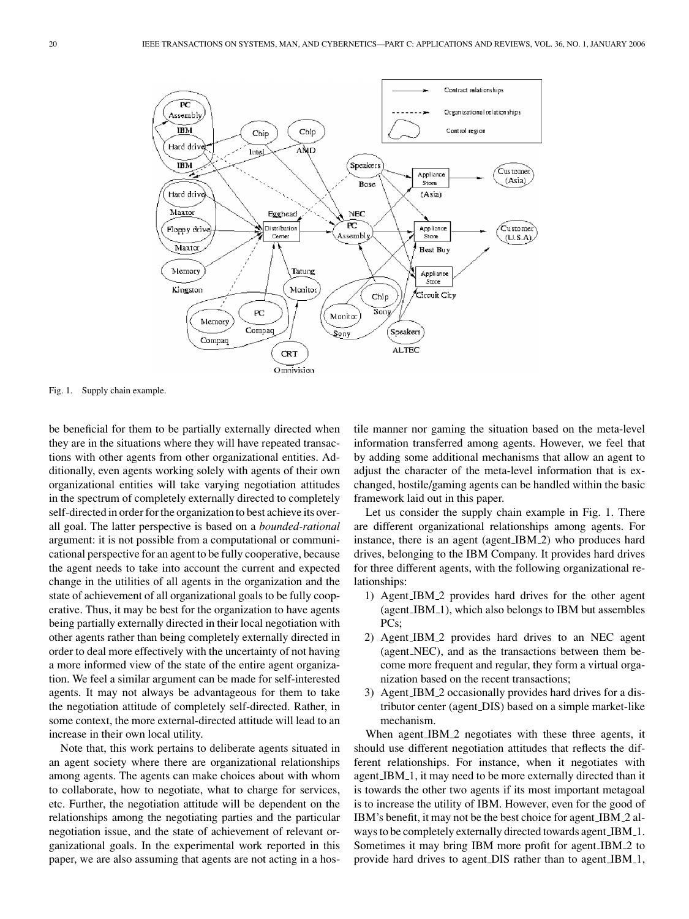Fig. 1. Supply chain example.

be beneficial for them to be partially externally directed when they are in the situations where they will have repeated transactions with other agents from other organizational entities. Additionally, even agents working solely with agents of their own organizational entities will take varying negotiation attitudes in the spectrum of completely externally directed to completely self-directed in order for the organization to best achieve its overall goal. The latter perspective is based on a *bounded-rational* argument: it is not possible from a computational or communicational perspective for an agent to be fully cooperative, because the agent needs to take into account the current and expected change in the utilities of all agents in the organization and the state of achievement of all organizational goals to be fully cooperative. Thus, it may be best for the organization to have agents being partially externally directed in their local negotiation with other agents rather than being completely externally directed in order to deal more effectively with the uncertainty of not having a more informed view of the state of the entire agent organization. We feel a similar argument can be made for self-interested agents. It may not always be advantageous for them to take the negotiation attitude of completely self-directed. Rather, in some context, the more external-directed attitude will lead to an increase in their own local utility.

Note that, this work pertains to deliberate agents situated in an agent society where there are organizational relationships among agents. The agents can make choices about with whom to collaborate, how to negotiate, what to charge for services, etc. Further, the negotiation attitude will be dependent on the relationships among the negotiating parties and the particular negotiation issue, and the state of achievement of relevant organizational goals. In the experimental work reported in this paper, we are also assuming that agents are not acting in a hostile manner nor gaming the situation based on the meta-level information transferred among agents. However, we feel that by adding some additional mechanisms that allow an agent to adjust the character of the meta-level information that is exchanged, hostile/gaming agents can be handled within the basic framework laid out in this paper.

Let us consider the supply chain example in Fig. 1. There are different organizational relationships among agents. For instance, there is an agent (agent_IBM_2) who produces hard drives, belonging to the IBM Company. It provides hard drives for three different agents, with the following organizational relationships:

1) Agent_IBM_2 provides hard drives for the other agent (agent_IBM_1), which also belongs to IBM but assembles PCs;
2) Agent_IBM_2 provides hard drives to an NEC agent (agent_NEC), and as the transactions between them become more frequent and regular, they form a virtual organization based on the recent transactions;
3) Agent_IBM_2 occasionally provides hard drives for a distributor center (agent_DIS) based on a simple market-like mechanism.

When agent_IBM_2 negotiates with these three agents, it should use different negotiation attitudes that reflects the different relationships. For instance, when it negotiates with agent_IBM_1, it may need to be more externally directed than it is towards the other two agents if its most important metagoal is to increase the utility of IBM. However, even for the good of IBM's benefit, it may not be the best choice for agent_IBM_2 always to be completely externally directed towards agent_IBM_1. Sometimes it may bring IBM more profit for agent_IBM_2 to provide hard drives to agent_DIS rather than to agent_IBM_1,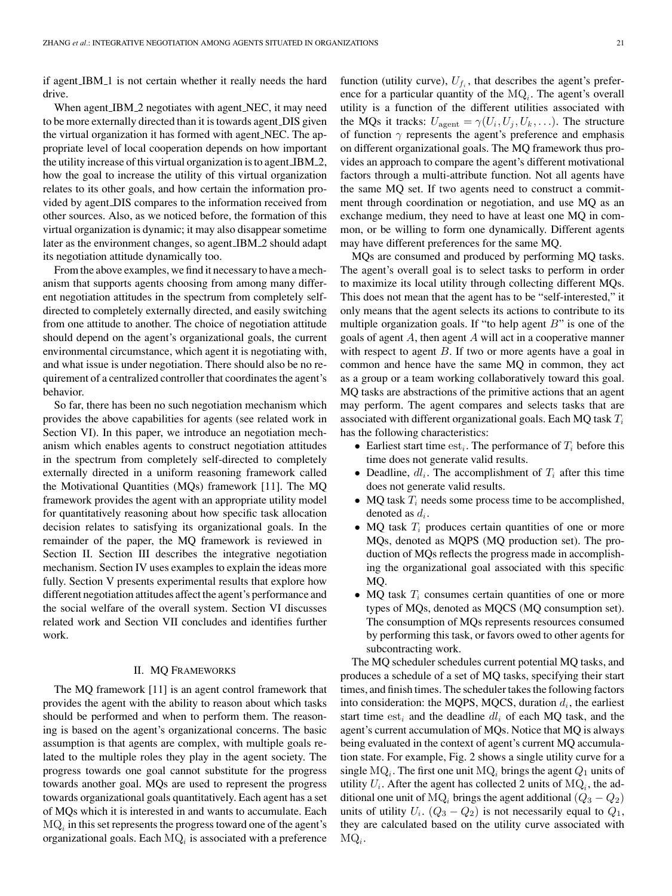if agent_IBM_1 is not certain whether it really needs the hard drive.

When agent_IBM_2 negotiates with agent_NEC, it may need to be more externally directed than it is towards agent_DIS given the virtual organization it has formed with agent_NEC. The appropriate level of local cooperation depends on how important the utility increase of this virtual organization is to agent_IBM_2, how the goal to increase the utility of this virtual organization relates to its other goals, and how certain the information provided by agent_DIS compares to the information received from other sources. Also, as we noticed before, the formation of this virtual organization is dynamic; it may also disappear sometime later as the environment changes, so agent_IBM_2 should adapt its negotiation attitude dynamically too.

From the above examples, we find it necessary to have a mechanism that supports agents choosing from among many different negotiation attitudes in the spectrum from completely self-directed to completely externally directed, and easily switching from one attitude to another. The choice of negotiation attitude should depend on the agent's organizational goals, the current environmental circumstance, which agent it is negotiating with, and what issue is under negotiation. There should also be no requirement of a centralized controller that coordinates the agent's behavior.

So far, there has been no such negotiation mechanism which provides the above capabilities for agents (see related work in Section VI). In this paper, we introduce an negotiation mechanism which enables agents to construct negotiation attitudes in the spectrum from completely self-directed to completely externally directed in a uniform reasoning framework called the Motivational Quantities (MQs) framework [11]. The MQ framework provides the agent with an appropriate utility model for quantitatively reasoning about how specific task allocation decision relates to satisfying its organizational goals. In the remainder of the paper, the MQ framework is reviewed in Section II. Section III describes the integrative negotiation mechanism. Section IV uses examples to explain the ideas more fully. Section V presents experimental results that explore how different negotiation attitudes affect the agent's performance and the social welfare of the overall system. Section VI discusses related work and Section VII concludes and identifies further work.

## II. MQ Frameworks

The MQ framework [11] is an agent control framework that provides the agent with the ability to reason about which tasks should be performed and when to perform them. The reasoning is based on the agent's organizational concerns. The basic assumption is that agents are complex, with multiple goals related to the multiple roles they play in the agent society. The progress towards one goal cannot substitute for the progress towards another goal. MQs are used to represent the progress towards organizational goals quantitatively. Each agent has a set of MQs which it is interested in and wants to accumulate. Each $\mathrm{MQ}_i$ in this set represents the progress toward one of the agent's organizational goals. Each $\mathrm{MQ}_i$ is associated with a preference function (utility curve), $U_{f_i}$, that describes the agent's preference for a particular quantity of the $\mathrm{MQ}_i$. The agent's overall utility is a function of the different utilities associated with the MQs it tracks: $U_{\mathrm{agent}} = \gamma(U_i, U_j, U_k, \ldots)$. The structure of function $\gamma$ represents the agent's preference and emphasis on different organizational goals. The MQ framework thus provides an approach to compare the agent's different motivational factors through a multi-attribute function. Not all agents have the same MQ set. If two agents need to construct a commitment through coordination or negotiation, and use MQ as an exchange medium, they need to have at least one MQ in common, or be willing to form one dynamically. Different agents may have different preferences for the same MQ.

MQs are consumed and produced by performing MQ tasks. The agent's overall goal is to select tasks to perform in order to maximize its local utility through collecting different MQs. This does not mean that the agent has to be "self-interested," it only means that the agent selects its actions to contribute to its multiple organization goals. If "to help agent $B$" is one of the goals of agent $A$, then agent $A$ will act in a cooperative manner with respect to agent $B$. If two or more agents have a goal in common and hence have the same MQ in common, they act as a group or a team working collaboratively toward this goal. MQ tasks are abstractions of the primitive actions that an agent may perform. The agent compares and selects tasks that are associated with different organizational goals. Each MQ task $T_i$ has the following characteristics:

- Earliest start time $\mathrm{est}_i$. The performance of $T_i$ before this time does not generate valid results.
- Deadline, $dl_i$. The accomplishment of $T_i$ after this time does not generate valid results.
- MQ task $T_i$ needs some process time to be accomplished, denoted as $d_i$.
- MQ task $T_i$ produces certain quantities of one or more MQs, denoted as MQPS (MQ production set). The production of MQs reflects the progress made in accomplishing the organizational goal associated with this specific MQ.
- MQ task $T_i$ consumes certain quantities of one or more types of MQs, denoted as MQCS (MQ consumption set). The consumption of MQs represents resources consumed by performing this task, or favors owed to other agents for subcontracting work.

The MQ scheduler schedules current potential MQ tasks, and produces a schedule of a set of MQ tasks, specifying their start times, and finish times. The scheduler takes the following factors into consideration: the MQPS, MQCS, duration $d_i$, the earliest start time $\mathrm{est}_i$ and the deadline $dl_i$ of each MQ task, and the agent's current accumulation of MQs. Notice that MQ is always being evaluated in the context of agent's current MQ accumulation state. For example, Fig. 2 shows a single utility curve for a single $\mathrm{MQ}_i$. The first one unit $\mathrm{MQ}_i$ brings the agent $Q_1$ units of utility $U_i$. After the agent has collected 2 units of $\mathrm{MQ}_i$, the additional one unit of $\mathrm{MQ}_i$ brings the agent additional $(Q_3 - Q_2)$ units of utility $U_i$. $(Q_3 - Q_2)$ is not necessarily equal to $Q_1$, they are calculated based on the utility curve associated with $\mathrm{MQ}_i$.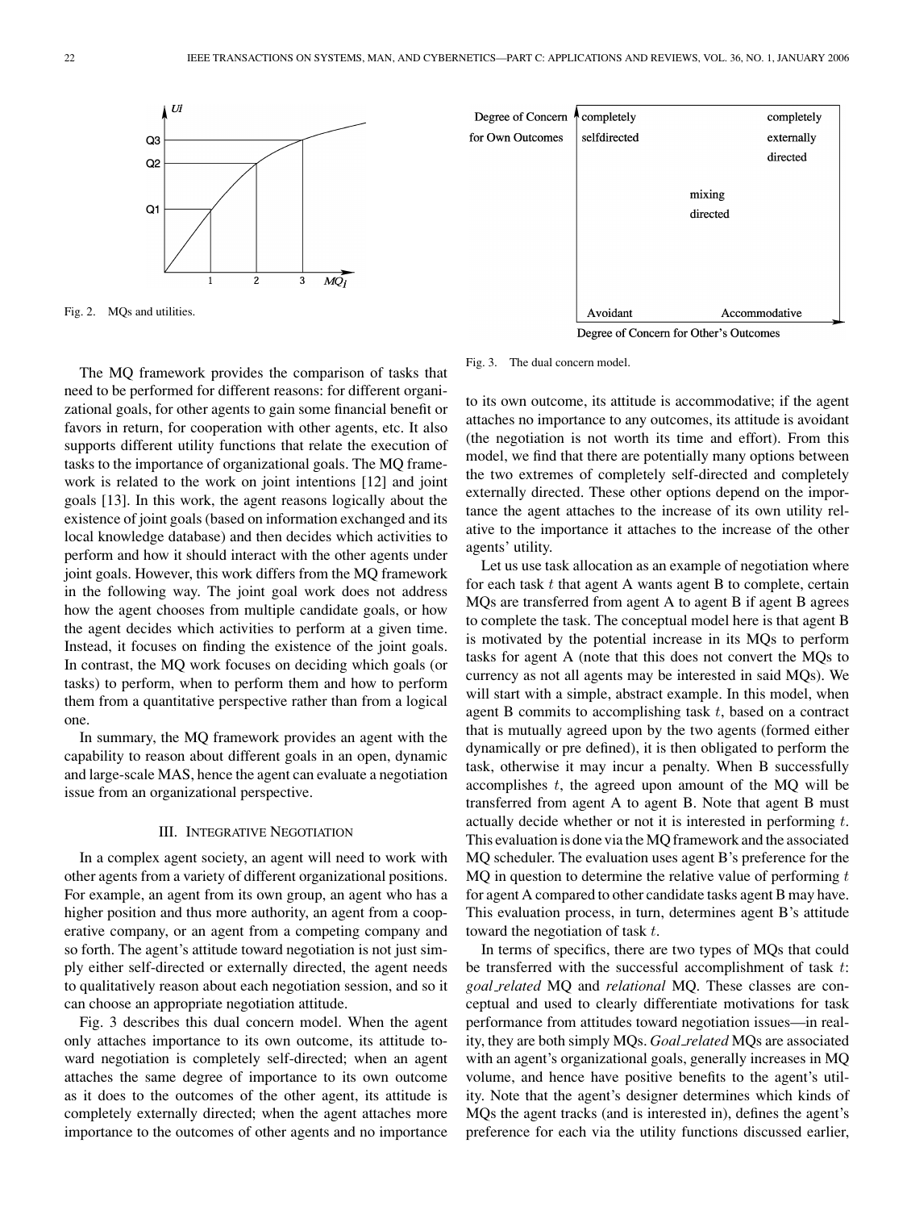Fig. 2. MQs and utilities.

Fig. 3. The dual concern model.

The MQ framework provides the comparison of tasks that need to be performed for different reasons: for different organizational goals, for other agents to gain some financial benefit or favors in return, for cooperation with other agents, etc. It also supports different utility functions that relate the execution of tasks to the importance of organizational goals. The MQ framework is related to the work on joint intentions [12] and joint goals [13]. In this work, the agent reasons logically about the existence of joint goals (based on information exchanged and its local knowledge database) and then decides which activities to perform and how it should interact with the other agents under joint goals. However, this work differs from the MQ framework in the following way. The joint goal work does not address how the agent chooses from multiple candidate goals, or how the agent decides which activities to perform at a given time. Instead, it focuses on finding the existence of the joint goals. In contrast, the MQ work focuses on deciding which goals (or tasks) to perform, when to perform them and how to perform them from a quantitative perspective rather than from a logical one.

In summary, the MQ framework provides an agent with the capability to reason about different goals in an open, dynamic and large-scale MAS, hence the agent can evaluate a negotiation issue from an organizational perspective.

## III. Integrative Negotiation

In a complex agent society, an agent will need to work with other agents from a variety of different organizational positions. For example, an agent from its own group, an agent who has a higher position and thus more authority, an agent from a cooperative company, or an agent from a competing company and so forth. The agent's attitude toward negotiation is not just simply either self-directed or externally directed, the agent needs to qualitatively reason about each negotiation session, and so it can choose an appropriate negotiation attitude.

Fig. 3 describes this dual concern model. When the agent only attaches importance to its own outcome, its attitude toward negotiation is completely self-directed; when an agent attaches the same degree of importance to its own outcome as it does to the outcomes of the other agent, its attitude is completely externally directed; when the agent attaches more importance to the outcomes of other agents and no importance to its own outcome, its attitude is accommodative; if the agent attaches no importance to any outcomes, its attitude is avoidant (the negotiation is not worth its time and effort). From this model, we find that there are potentially many options between the two extremes of completely self-directed and completely externally directed. These other options depend on the importance the agent attaches to the increase of its own utility relative to the importance it attaches to the increase of the other agents' utility.

Let us use task allocation as an example of negotiation where for each task $t$ that agent A wants agent B to complete, certain MQs are transferred from agent A to agent B if agent B agrees to complete the task. The conceptual model here is that agent B is motivated by the potential increase in its MQs to perform tasks for agent A (note that this does not convert the MQs to currency as not all agents may be interested in said MQs). We will start with a simple, abstract example. In this model, when agent B commits to accomplishing task $t$, based on a contract that is mutually agreed upon by the two agents (formed either dynamically or pre defined), it is then obligated to perform the task, otherwise it may incur a penalty. When B successfully accomplishes $t$, the agreed upon amount of the MQ will be transferred from agent A to agent B. Note that agent B must actually decide whether or not it is interested in performing $t$. This evaluation is done via the MQ framework and the associated MQ scheduler. The evaluation uses agent B's preference for the MQ in question to determine the relative value of performing $t$ for agent A compared to other candidate tasks agent B may have. This evaluation process, in turn, determines agent B's attitude toward the negotiation of $t$.

In terms of specifics, there are two types of MQs that could be transferred with the successful accomplishment of task $t$: *goal_related* MQ and *relational* MQ. These classes are conceptual and used to clearly differentiate motivations for task performance from attitudes toward negotiation issues—in reality, they are both simply MQs. *Goal_related* MQs are associated with an agent's organizational goals, generally increases in MQ volume, and hence have positive benefits to the agent's utility. Note that the agent's designer determines which kinds of MQs the agent tracks (and is interested in), defines the agent's preference for each via the utility functions discussed earlier,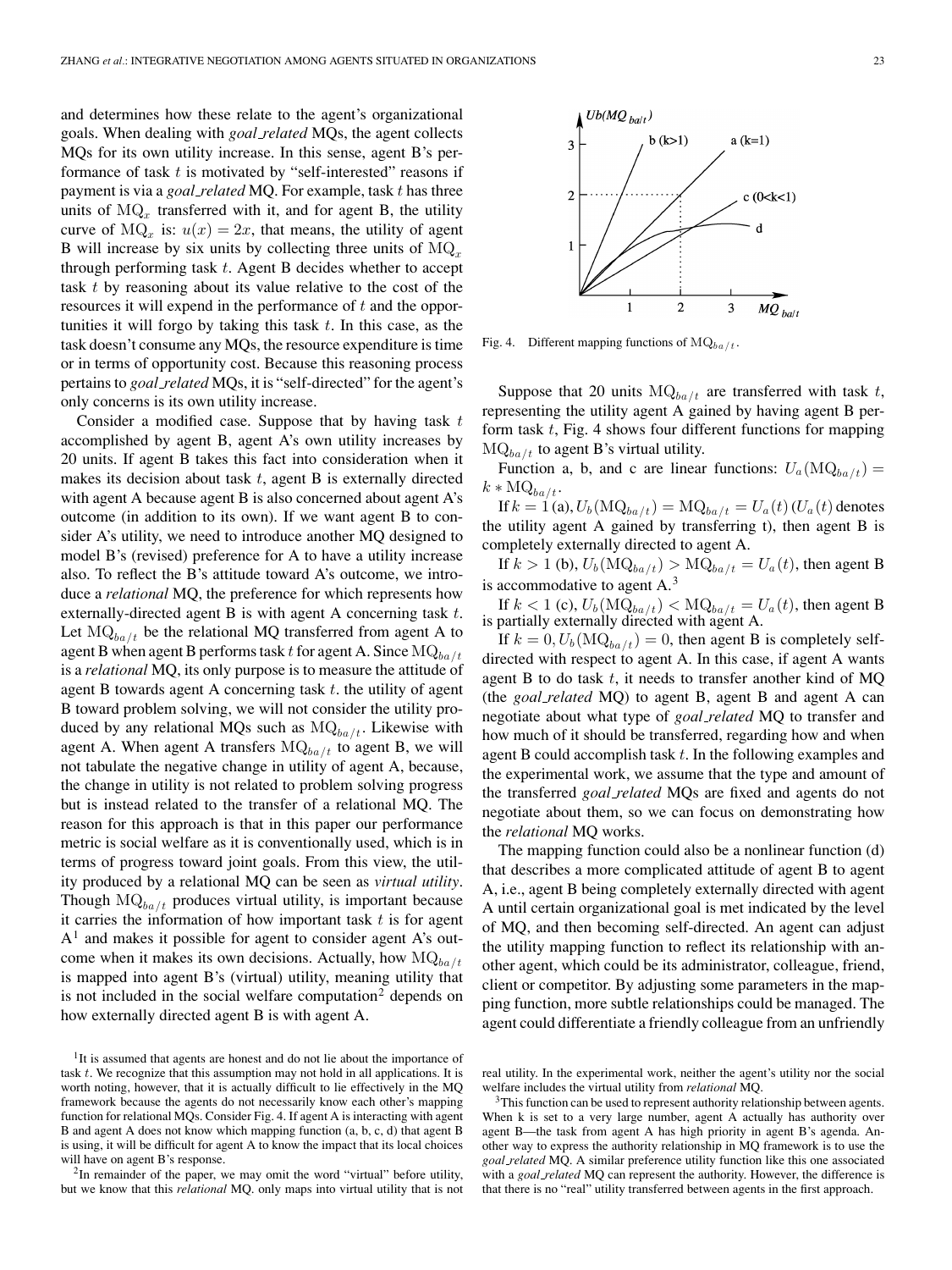and determines how these relate to the agent's organizational goals. When dealing with *goal_related* MQs, the agent collects MQs for its own utility increase. In this sense, agent B's performance of task $t$ is motivated by "self-interested" reasons if payment is via a *goal_related* MQ. For example, task $t$ has three units of $\mathrm{MQ}_x$ transferred with it, and for agent B, the utility curve of $\mathrm{MQ}_x$ is: $u(x) = 2x$, that means, the utility of agent B will increase by six units by collecting three units of $\mathrm{MQ}_x$ through performing task $t$. Agent B decides whether to accept task $t$ by reasoning about its value relative to the cost of the resources it will expend in the performance of $t$ and the opportunities it will forgo by taking this task $t$. In this case, as the task doesn't consume any MQs, the resource expenditure is time or in terms of opportunity cost. Because this reasoning process pertains to *goal_related* MQs, it is "self-directed" for the agent's only concerns is its own utility increase.

Consider a modified case. Suppose that by having task $t$ accomplished by agent B, agent A's own utility increases by 20 units. If agent B takes this fact into consideration when it makes its decision about task $t$, agent B is externally directed with agent A because agent B is also concerned about agent A's outcome (in addition to its own). If we want agent B to consider A's utility, we need to introduce another MQ designed to model B's (revised) preference for A to have a utility increase also. To reflect the B's attitude toward A's outcome, we introduce a *relational* MQ, the preference for which represents how externally-directed agent B is with agent A concerning task $t$. Let $\mathrm{MQ}_{ba/t}$ be the relational MQ transferred from agent A to agent B when agent B performs task $t$ for agent A. Since $\mathrm{MQ}_{ba/t}$ is a *relational* MQ, its only purpose is to measure the attitude of agent B towards agent A concerning task $t$. the utility of agent B toward problem solving, we will not consider the utility produced by any relational MQs such as $\mathrm{MQ}_{ba/t}$. Likewise with agent A. When agent A transfers $\mathrm{MQ}_{ba/t}$ to agent B, we will not tabulate the negative change in utility of agent A, because, the change in utility is not related to problem solving progress but is instead related to the transfer of a relational MQ. The reason for this approach is that in this paper our performance metric is social welfare as it is conventionally used, which is in terms of progress toward joint goals. From this view, the utility produced by a relational MQ can be seen as *virtual utility*. Though $\mathrm{MQ}_{ba/t}$ produces virtual utility, is important because it carries the information of how important task $t$ is for agent A[1] and makes it possible for agent to consider agent A's outcome when it makes its own decisions. Actually, how $\mathrm{MQ}_{ba/t}$ is mapped into agent B's (virtual) utility, meaning utility that is not included in the social welfare computation[2] depends on how externally directed agent B is with agent A.

Fig. 4. Different mapping functions of $\mathrm{MQ}_{ba/t}$.

Suppose that 20 units $\mathrm{MQ}_{ba/t}$ are transferred with task $t$, representing the utility agent A gained by having agent B perform task $t$, Fig. 4 shows four different functions for mapping $\mathrm{MQ}_{ba/t}$ to agent B's virtual utility.

Function a, b, and c are linear functions: $U_a(\mathrm{MQ}_{ba/t}) = k * \mathrm{MQ}_{ba/t}$.

If $k = 1$ (a), $U_b(\mathrm{MQ}_{ba/t}) = \mathrm{MQ}_{ba/t} = U_a(t)$ ($U_a(t)$ denotes the utility agent A gained by transferring t), then agent B is completely externally directed to agent A.

If $k > 1$ (b), $U_b(\mathrm{MQ}_{ba/t}) > \mathrm{MQ}_{ba/t} = U_a(t)$, then agent B is accommodative to agent A.[3]

If $k < 1$ (c), $U_b(\mathrm{MQ}_{ba/t}) < \mathrm{MQ}_{ba/t} = U_a(t)$, then agent B is partially externally directed with agent A.

If $k = 0, U_b(\mathrm{MQ}_{ba/t}) = 0$, then agent B is completely self-directed with respect to agent A. In this case, if agent A wants agent B to do task $t$, it needs to transfer another kind of MQ (the *goal_related* MQ) to agent B, agent B and agent A can negotiate about what type of *goal_related* MQ to transfer and how much of it should be transferred, regarding how and when agent B could accomplish task $t$. In the following examples and the experimental work, we assume that the type and amount of the transferred *goal_related* MQs are fixed and agents do not negotiate about them, so we can focus on demonstrating how the *relational* MQ works.

The mapping function could also be a nonlinear function (d) that describes a more complicated attitude of agent B to agent A, i.e., agent B being completely externally directed with agent A until certain organizational goal is met indicated by the level of MQ, and then becoming self-directed. An agent can adjust the utility mapping function to reflect its relationship with another agent, which could be its administrator, colleague, friend, client or competitor. By adjusting some parameters in the mapping function, more subtle relationships could be managed. The agent could differentiate a friendly colleague from an unfriendly

[1] It is assumed that agents are honest and do not lie about the importance of task $t$. We recognize that this assumption may not hold in all applications. It is worth noting, however, that it is actually difficult to lie effectively in the MQ framework because the agents do not necessarily know each other's mapping function for relational MQs. Consider Fig. 4. If agent A is interacting with agent B and agent A does not know which mapping function (a, b, c, d) that agent B is using, it will be difficult for agent A to know the impact that its local choices will have on agent B's response.

[2] In remainder of the paper, we may omit the word "virtual" before utility, but we know that this *relational* MQ. only maps into virtual utility that is not real utility. In the experimental work, neither the agent's utility nor the social welfare includes the virtual utility from *relational* MQ.

[3] This function can be used to represent authority relationship between agents. When k is set to a very large number, agent A actually has authority over agent B—the task from agent A has high priority in agent B's agenda. Another way to express the authority relationship in MQ framework is to use the *goal_related* MQ. A similar preference utility function like this one associated with a *goal_related* MQ can represent the authority. However, the difference is that there is no "real" utility transferred between agents in the first approach.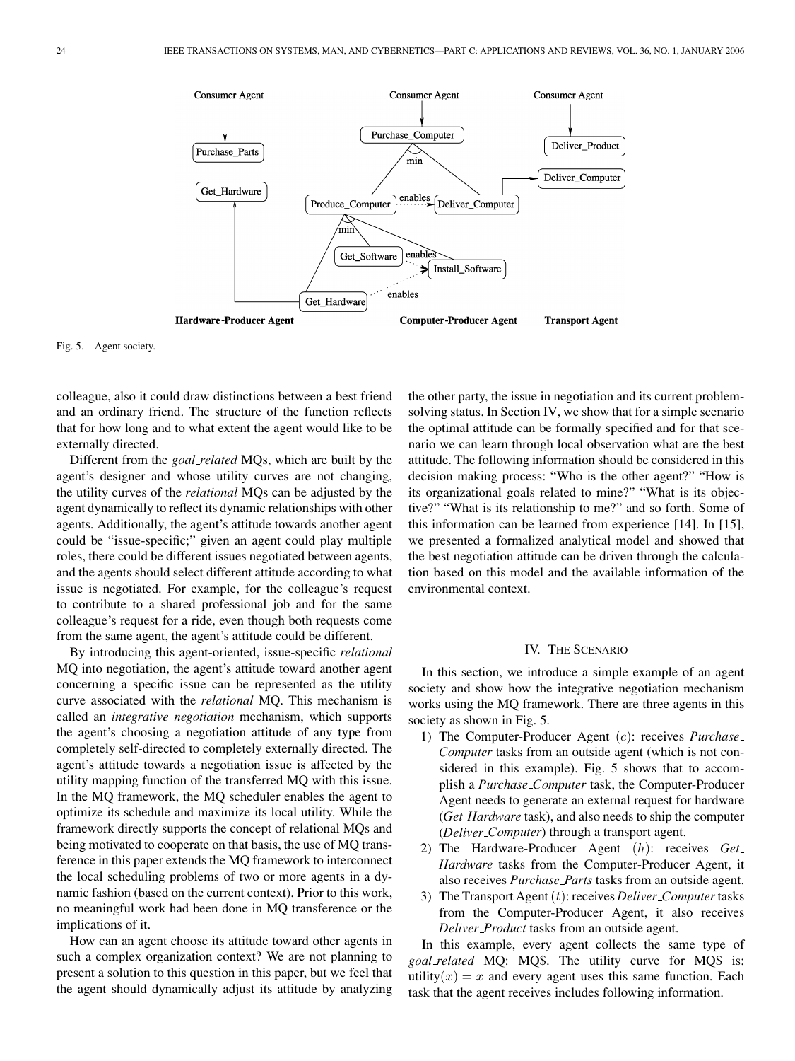Fig. 5. Agent society.

colleague, also it could draw distinctions between a best friend and an ordinary friend. The structure of the function reflects that for how long and to what extent the agent would like to be externally directed.

Different from the *goal_related* MQs, which are built by the agent's designer and whose utility curves are not changing, the utility curves of the *relational* MQs can be adjusted by the agent dynamically to reflect its dynamic relationships with other agents. Additionally, the agent's attitude towards another agent could be "issue-specific;" given an agent could play multiple roles, there could be different issues negotiated between agents, and the agents should select different attitude according to what issue is negotiated. For example, for the colleague's request to contribute to a shared professional job and for the same colleague's request for a ride, even though both requests come from the same agent, the agent's attitude could be different.

By introducing this agent-oriented, issue-specific *relational* MQ into negotiation, the agent's attitude toward another agent concerning a specific issue can be represented as the utility curve associated with the *relational* MQ. This mechanism is called an *integrative negotiation* mechanism, which supports the agent's choosing a negotiation attitude of any type from completely self-directed to completely externally directed. The agent's attitude towards a negotiation issue is affected by the utility mapping function of the transferred MQ with this issue. In the MQ framework, the MQ scheduler enables the agent to optimize its schedule and maximize its local utility. While the framework directly supports the concept of relational MQs and being motivated to cooperate on that basis, the use of MQ transference in this paper extends the MQ framework to interconnect the local scheduling problems of two or more agents in a dynamic fashion (based on the current context). Prior to this work, no meaningful work had been done in MQ transference or the implications of it.

How can an agent choose its attitude toward other agents in such a complex organization context? We are not planning to present a solution to this question in this paper, but we feel that the agent should dynamically adjust its attitude by analyzing the other party, the issue in negotiation and its current problem-solving status. In Section IV, we show that for a simple scenario the optimal attitude can be formally specified and for that scenario we can learn through local observation what are the best attitude. The following information should be considered in this decision making process: "Who is the other agent?" "How is its organizational goals related to mine?" "What is its objective?" "What is its relationship to me?" and so forth. Some of this information can be learned from experience [14]. In [15], we presented a formalized analytical model and showed that the best negotiation attitude can be driven through the calculation based on this model and the available information of the environmental context.

## IV. The Scenario

In this section, we introduce a simple example of an agent society and show how the integrative negotiation mechanism works using the MQ framework. There are three agents in this society as shown in Fig. 5.

1) The Computer-Producer Agent ($c$): receives *Purchase_Computer* tasks from an outside agent (which is not considered in this example). Fig. 5 shows that to accomplish a *Purchase_Computer* task, the Computer-Producer Agent needs to generate an external request for hardware (*Get_Hardware* task), and also needs to ship the computer (*Deliver_Computer*) through a transport agent.
2) The Hardware-Producer Agent ($h$): receives *Get_Hardware* tasks from the Computer-Producer Agent, it also receives *Purchase_Parts* tasks from an outside agent.
3) The Transport Agent ($t$): receives *Deliver_Computer* tasks from the Computer-Producer Agent, it also receives *Deliver_Product* tasks from an outside agent.

In this example, every agent collects the same type of *goal_related* MQ: MQ\$. The utility curve for MQ\$ is: $\text{utility}(x) = x$ and every agent uses this same function. Each task that the agent receives includes following information.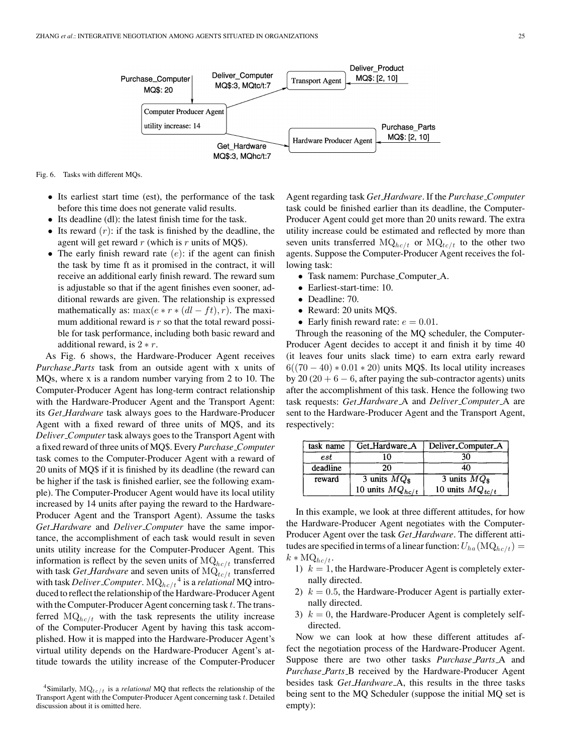Fig. 6. Tasks with different MQs.

- Its earliest start time (est), the performance of the task before this time does not generate valid results.
- Its deadline (dl): the latest finish time for the task.
- Its reward ($r$): if the task is finished by the deadline, the agent will get reward $r$ (which is $r$ units of MQ$).
- The early finish reward rate ($e$): if the agent can finish the task by time ft as it promised in the contract, it will receive an additional early finish reward. The reward sum is adjustable so that if the agent finishes even sooner, additional rewards are given. The relationship is expressed mathematically as: $\max(e * r * (dl - ft), r)$. The maximum additional reward is $r$ so that the total reward possible for task performance, including both basic reward and additional reward, is $2 * r$.

As Fig. 6 shows, the Hardware-Producer Agent receives *Purchase_Parts* task from an outside agent with x units of MQs, where x is a random number varying from 2 to 10. The Computer-Producer Agent has long-term contract relationship with the Hardware-Producer Agent and the Transport Agent: its *Get_Hardware* task always goes to the Hardware-Producer Agent with a fixed reward of three units of MQ$, and its *Deliver_Computer* task always goes to the Transport Agent with a fixed reward of three units of MQ$. Every *Purchase_Computer* task comes to the Computer-Producer Agent with a reward of 20 units of MQ$ if it is finished by its deadline (the reward can be higher if the task is finished earlier, see the following example). The Computer-Producer Agent would have its local utility increased by 14 units after paying the reward to the Hardware-Producer Agent and the Transport Agent). Assume the tasks *Get_Hardware* and *Deliver_Computer* have the same importance, the accomplishment of each task would result in seven units utility increase for the Computer-Producer Agent. This information is reflect by the seven units of $\mathrm{MQ}_{hc/t}$ transferred with task *Get_Hardware* and seven units of $\mathrm{MQ}_{tc/t}$ transferred with task *Deliver_Computer*. $\mathrm{MQ}_{hc/t}$[4] is a *relational* MQ introduced to reflect the relationship of the Hardware-Producer Agent with the Computer-Producer Agent concerning task $t$. The transferred $\mathrm{MQ}_{hc/t}$ with the task represents the utility increase of the Computer-Producer Agent by having this task accomplished. How it is mapped into the Hardware-Producer Agent's virtual utility depends on the Hardware-Producer Agent's attitude towards the utility increase of the Computer-Producer Agent regarding task *Get_Hardware*. If the *Purchase_Computer* task could be finished earlier than its deadline, the Computer-Producer Agent could get more than 20 units reward. The extra utility increase could be estimated and reflected by more than seven units transferred $\mathrm{MQ}_{hc/t}$ or $\mathrm{MQ}_{tc/t}$ to the other two agents. Suppose the Computer-Producer Agent receives the following task:

- Task namem: Purchase_Computer_A.
- Earliest-start-time: 10.
- Deadline: 70.
- Reward: 20 units MQ$.
- Early finish reward rate: $e = 0.01$.

Through the reasoning of the MQ scheduler, the Computer-Producer Agent decides to accept it and finish it by time 40 (it leaves four units slack time) to earn extra early reward $6((70 - 40) * 0.01 * 20)$ units MQ$. Its local utility increases by 20 $(20 + 6 - 6$, after paying the sub-contractor agents) units after the accomplishment of this task. Hence the following two task requests: *Get_Hardware*_A and *Deliver_Computer*_A are sent to the Hardware-Producer Agent and the Transport Agent, respectively:

| task name | Get_Hardware_A | Deliver_Computer_A |
|---|---|---|
| *est* | 10 | 30 |
| deadline | 20 | 40 |
| reward | 3 units $MQ_{\$}$ 10 units $MQ_{hc/t}$ | 3 units $MQ_{\$}$ 10 units $MQ_{tc/t}$ |

In this example, we look at three different attitudes, for how the Hardware-Producer Agent negotiates with the Computer-Producer Agent over the task *Get_Hardware*. The different attitudes are specified in terms of a linear function: $U_{ha}(\mathrm{MQ}_{hc/t}) = k * \mathrm{MQ}_{hc/t}$.

1) $k = 1$, the Hardware-Producer Agent is completely externally directed.
2) $k = 0.5$, the Hardware-Producer Agent is partially externally directed.
3) $k = 0$, the Hardware-Producer Agent is completely self-directed.

Now we can look at how these different attitudes affect the negotiation process of the Hardware-Producer Agent. Suppose there are two other tasks *Purchase_Parts*_A and *Purchase_Parts*_B received by the Hardware-Producer Agent besides task *Get_Hardware*_A, this results in the three tasks being sent to the MQ Scheduler (suppose the initial MQ set is empty):

[4]Similarly, $\mathrm{MQ}_{tc/t}$ is a *relational* MQ that reflects the relationship of the Transport Agent with the Computer-Producer Agent concerning task $t$. Detailed discussion about it is omitted here.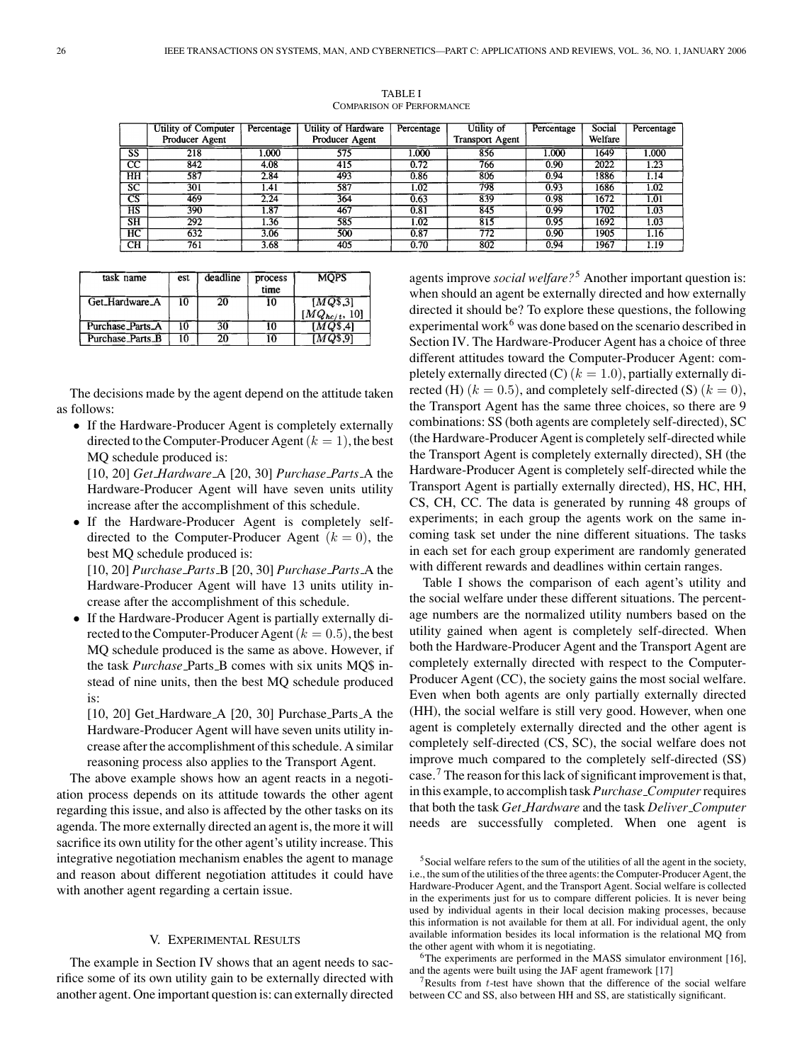TABLE I
COMPARISON OF PERFORMANCE

| | Utility of Computer Producer Agent | Percentage | Utility of Hardware Producer Agent | Percentage | Utility of Transport Agent | Percentage | Social Welfare | Percentage |
|---|---|---|---|---|---|---|---|---|
| SS | 218 | 1.000 | 575 | 1.000 | 856 | 1.000 | 1649 | 1.000 |
| CC | 842 | 4.08 | 415 | 0.72 | 766 | 0.90 | 2022 | 1.23 |
| HH | 587 | 2.84 | 493 | 0.86 | 806 | 0.94 | 1886 | 1.14 |
| SC | 301 | 1.41 | 587 | 1.02 | 798 | 0.93 | 1686 | 1.02 |
| CS | 469 | 2.24 | 364 | 0.63 | 839 | 0.98 | 1672 | 1.01 |
| HS | 390 | 1.87 | 467 | 0.81 | 845 | 0.99 | 1702 | 1.03 |
| SH | 292 | 1.36 | 585 | 1.02 | 815 | 0.95 | 1692 | 1.03 |
| HC | 632 | 3.06 | 500 | 0.87 | 772 | 0.90 | 1905 | 1.16 |
| CH | 761 | 3.68 | 405 | 0.70 | 802 | 0.94 | 1967 | 1.19 |

| task name | est | deadline | process time | MQPS |
|---|---|---|---|---|
| Get_Hardware_A | 10 | 20 | 10 | $[MQ\$,3]$ $[MQ_{hc/t}, 10]$ |
| Purchase_Parts_A | 10 | 30 | 10 | $[MQ\$,4]$ |
| Purchase_Parts_B | 10 | 20 | 10 | $[MQ\$,9]$ |

The decisions made by the agent depend on the attitude taken as follows:

- If the Hardware-Producer Agent is completely externally directed to the Computer-Producer Agent ($k = 1$), the best MQ schedule produced is:
  [10, 20] *Get_Hardware*_A [20, 30] *Purchase_Parts*_A the Hardware-Producer Agent will have seven units utility increase after the accomplishment of this schedule.
- If the Hardware-Producer Agent is completely self-directed to the Computer-Producer Agent ($k = 0$), the best MQ schedule produced is:
  [10, 20] *Purchase_Parts*_B [20, 30] *Purchase_Parts*_A the Hardware-Producer Agent will have 13 units utility increase after the accomplishment of this schedule.
- If the Hardware-Producer Agent is partially externally directed to the Computer-Producer Agent ($k = 0.5$), the best MQ schedule produced is the same as above. However, if the task *Purchase*_Parts_B comes with six units MQ$ instead of nine units, then the best MQ schedule produced is:
  [10, 20] Get_Hardware_A [20, 30] Purchase_Parts_A the Hardware-Producer Agent will have seven units utility increase after the accomplishment of this schedule. A similar reasoning process also applies to the Transport Agent.

The above example shows how an agent reacts in a negotiation process depends on its attitude towards the other agent regarding this issue, and also is affected by the other tasks on its agenda. The more externally directed an agent is, the more it will sacrifice its own utility for the other agent's utility increase. This integrative negotiation mechanism enables the agent to manage and reason about different negotiation attitudes it could have with another agent regarding a certain issue.

## V. EXPERIMENTAL RESULTS

The example in Section IV shows that an agent needs to sacrifice some of its own utility gain to be externally directed with another agent. One important question is: can externally directed agents improve *social welfare?*[5] Another important question is: when should an agent be externally directed and how externally directed it should be? To explore these questions, the following experimental work[6] was done based on the scenario described in Section IV. The Hardware-Producer Agent has a choice of three different attitudes toward the Computer-Producer Agent: completely externally directed (C) ($k = 1.0$), partially externally directed (H) ($k = 0.5$), and completely self-directed (S) ($k = 0$), the Transport Agent has the same three choices, so there are 9 combinations: SS (both agents are completely self-directed), SC (the Hardware-Producer Agent is completely self-directed while the Transport Agent is completely externally directed), SH (the Hardware-Producer Agent is completely self-directed while the Transport Agent is partially externally directed), HS, HC, HH, CS, CH, CC. The data is generated by running 48 groups of experiments; in each group the agents work on the same incoming task set under the nine different situations. The tasks in each set for each group experiment are randomly generated with different rewards and deadlines within certain ranges.

Table I shows the comparison of each agent's utility and the social welfare under these different situations. The percentage numbers are the normalized utility numbers based on the utility gained when agent is completely self-directed. When both the Hardware-Producer Agent and the Transport Agent are completely externally directed with respect to the Computer-Producer Agent (CC), the society gains the most social welfare. Even when both agents are only partially externally directed (HH), the social welfare is still very good. However, when one agent is completely externally directed and the other agent is completely self-directed (CS, SC), the social welfare does not improve much compared to the completely self-directed (SS) case.[7] The reason for this lack of significant improvement is that, in this example, to accomplish task *Purchase_Computer* requires that both the task *Get_Hardware* and the task *Deliver_Computer* needs are successfully completed. When one agent is

[5] Social welfare refers to the sum of the utilities of all the agent in the society, i.e., the sum of the utilities of the three agents: the Computer-Producer Agent, the Hardware-Producer Agent, and the Transport Agent. Social welfare is collected in the experiments just for us to compare different policies. It is never being used by individual agents in their local decision making processes, because this information is not available for them at all. For individual agent, the only available information besides its local information is the relational MQ from the other agent with whom it is negotiating.

[6] The experiments are performed in the MASS simulator environment [16], and the agents were built using the JAF agent framework [17]

[7] Results from $t$-test have shown that the difference of the social welfare between CC and SS, also between HH and SS, are statistically significant.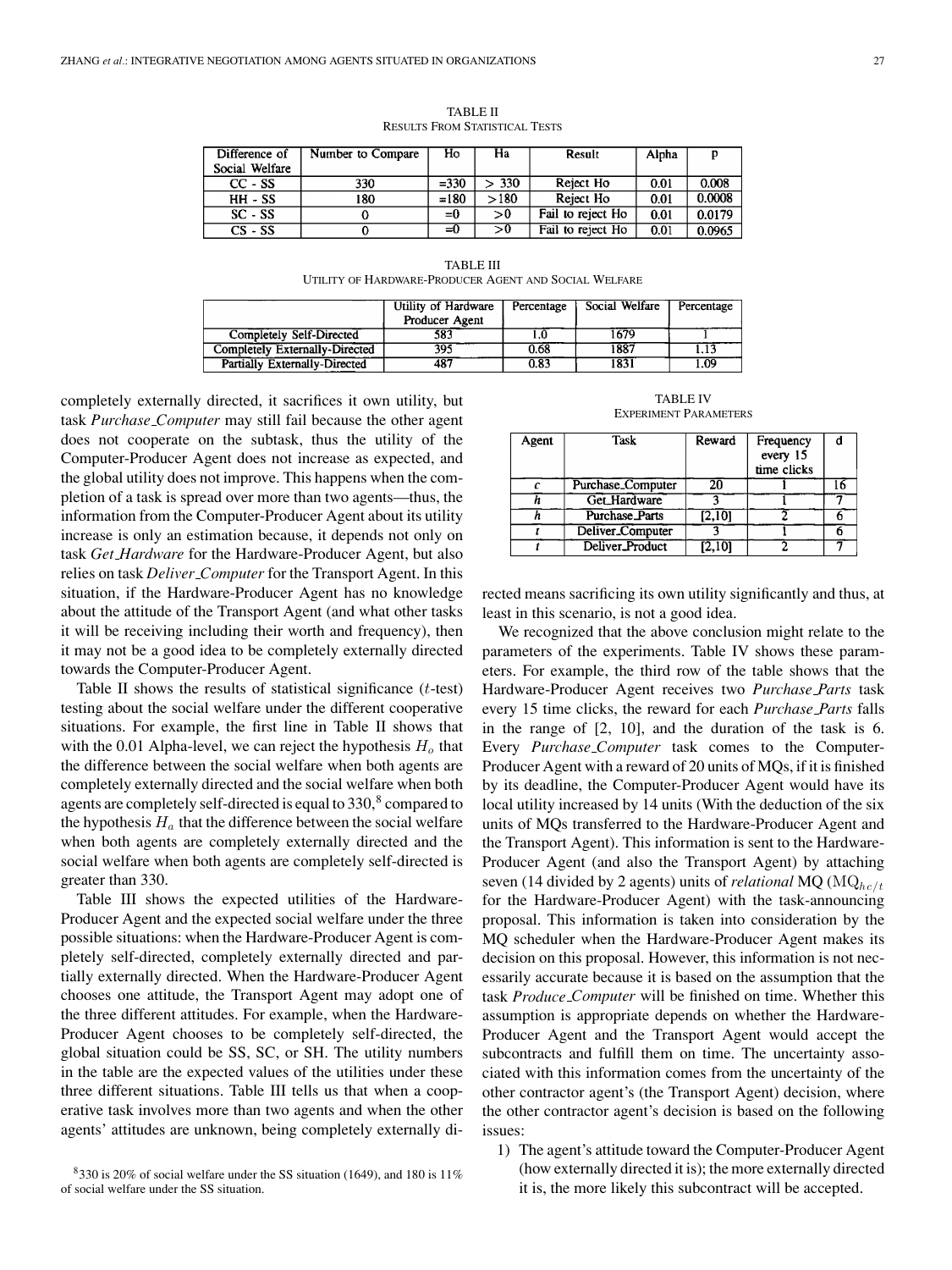TABLE II
RESULTS FROM STATISTICAL TESTS

| Difference of Social Welfare | Number to Compare | Ho | Ha | Result | Alpha | p |
|---|---|---|---|---|---|---|
| CC - SS | 330 | =330 | > 330 | Reject Ho | 0.01 | 0.008 |
| HH - SS | 180 | =180 | >180 | Reject Ho | 0.01 | 0.0008 |
| SC - SS | 0 | =0 | >0 | Fail to reject Ho | 0.01 | 0.0179 |
| CS - SS | 0 | =0 | >0 | Fail to reject Ho | 0.01 | 0.0965 |

TABLE III
UTILITY OF HARDWARE-PRODUCER AGENT AND SOCIAL WELFARE

| | Utility of Hardware Producer Agent | Percentage | Social Welfare | Percentage |
|---|---|---|---|---|
| Completely Self-Directed | 583 | 1.0 | 1679 | 1 |
| Completely Externally-Directed | 395 | 0.68 | 1887 | 1.13 |
| Partially Externally-Directed | 487 | 0.83 | 1831 | 1.09 |

completely externally directed, it sacrifices it own utility, but task *Purchase_Computer* may still fail because the other agent does not cooperate on the subtask, thus the utility of the Computer-Producer Agent does not increase as expected, and the global utility does not improve. This happens when the completion of a task is spread over more than two agents—thus, the information from the Computer-Producer Agent about its utility increase is only an estimation because, it depends not only on task *Get_Hardware* for the Hardware-Producer Agent, but also relies on task *Deliver_Computer* for the Transport Agent. In this situation, if the Hardware-Producer Agent has no knowledge about the attitude of the Transport Agent (and what other tasks it will be receiving including their worth and frequency), then it may not be a good idea to be completely externally directed towards the Computer-Producer Agent.

Table II shows the results of statistical significance ($t$-test) testing about the social welfare under the different cooperative situations. For example, the first line in Table II shows that with the 0.01 Alpha-level, we can reject the hypothesis $H_o$ that the difference between the social welfare when both agents are completely externally directed and the social welfare when both agents are completely self-directed is equal to 330,[8] compared to the hypothesis $H_a$ that the difference between the social welfare when both agents are completely externally directed and the social welfare when both agents are completely self-directed is greater than 330.

Table III shows the expected utilities of the Hardware-Producer Agent and the expected social welfare under the three possible situations: when the Hardware-Producer Agent is completely self-directed, completely externally directed and partially externally directed. When the Hardware-Producer Agent chooses one attitude, the Transport Agent may adopt one of the three different attitudes. For example, when the Hardware-Producer Agent chooses to be completely self-directed, the global situation could be SS, SC, or SH. The utility numbers in the table are the expected values of the utilities under these three different situations. Table III tells us that when a cooperative task involves more than two agents and when the other agents' attitudes are unknown, being completely externally directed means sacrificing its own utility significantly and thus, at least in this scenario, is not a good idea.

[8] 330 is 20% of social welfare under the SS situation (1649), and 180 is 11% of social welfare under the SS situation.

TABLE IV
EXPERIMENT PARAMETERS

| Agent | Task | Reward | Frequency every 15 time clicks | d |
|---|---|---|---|---|
| *c* | Purchase_Computer | 20 | 1 | 16 |
| *h* | Get_Hardware | 3 | 1 | 7 |
| *h* | Purchase_Parts | [2,10] | 2 | 6 |
| *t* | Deliver_Computer | 3 | 1 | 6 |
| *t* | Deliver_Product | [2,10] | 2 | 7 |

We recognized that the above conclusion might relate to the parameters of the experiments. Table IV shows these parameters. For example, the third row of the table shows that the Hardware-Producer Agent receives two *Purchase_Parts* task every 15 time clicks, the reward for each *Purchase_Parts* falls in the range of [2, 10], and the duration of the task is 6. Every *Purchase_Computer* task comes to the Computer-Producer Agent with a reward of 20 units of MQs, if it is finished by its deadline, the Computer-Producer Agent would have its local utility increased by 14 units (With the deduction of the six units of MQs transferred to the Hardware-Producer Agent and the Transport Agent). This information is sent to the Hardware-Producer Agent (and also the Transport Agent) by attaching seven (14 divided by 2 agents) units of *relational* MQ ($\mathrm{MQ}_{hc/t}$ for the Hardware-Producer Agent) with the task-announcing proposal. This information is taken into consideration by the MQ scheduler when the Hardware-Producer Agent makes its decision on this proposal. However, this information is not necessarily accurate because it is based on the assumption that the task *Produce_Computer* will be finished on time. Whether this assumption is appropriate depends on whether the Hardware-Producer Agent and the Transport Agent would accept the subcontracts and fulfill them on time. The uncertainty associated with this information comes from the uncertainty of the other contractor agent's (the Transport Agent) decision, where the other contractor agent's decision is based on the following issues:

1) The agent's attitude toward the Computer-Producer Agent (how externally directed it is); the more externally directed it is, the more likely this subcontract will be accepted.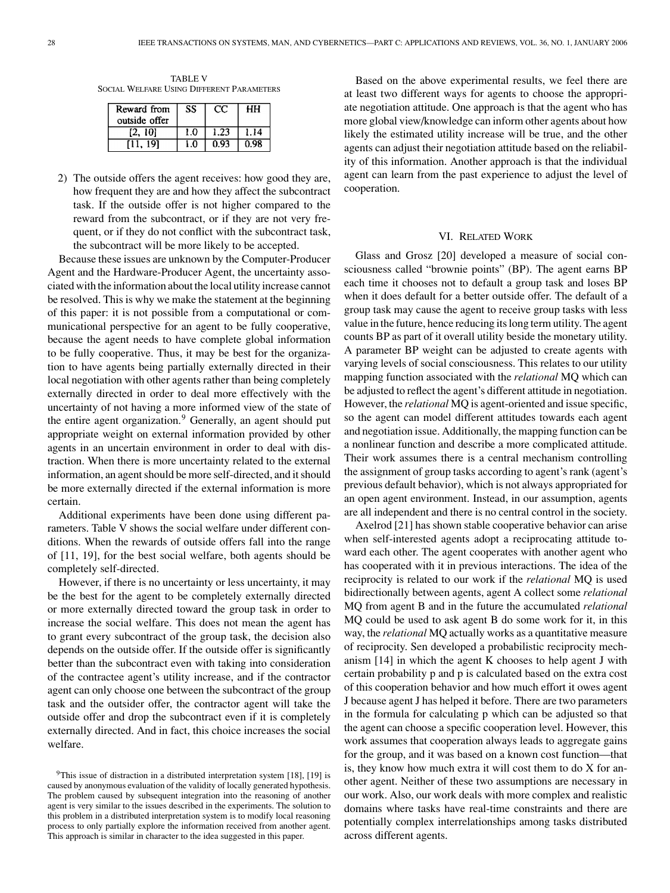TABLE V
SOCIAL WELFARE USING DIFFERENT PARAMETERS

| Reward from outside offer | SS | CC | HH |
|---|---|---|---|
| [2, 10] | 1.0 | 1.23 | 1.14 |
| [11, 19] | 1.0 | 0.93 | 0.98 |

2) The outside offers the agent receives: how good they are, how frequent they are and how they affect the subcontract task. If the outside offer is not higher compared to the reward from the subcontract, or if they are not very frequent, or if they do not conflict with the subcontract task, the subcontract will be more likely to be accepted.

Because these issues are unknown by the Computer-Producer Agent and the Hardware-Producer Agent, the uncertainty associated with the information about the local utility increase cannot be resolved. This is why we make the statement at the beginning of this paper: it is not possible from a computational or communicational perspective for an agent to be fully cooperative, because the agent needs to have complete global information to be fully cooperative. Thus, it may be best for the organization to have agents being partially externally directed in their local negotiation with other agents rather than being completely externally directed in order to deal more effectively with the uncertainty of not having a more informed view of the state of the entire agent organization.[9] Generally, an agent should put appropriate weight on external information provided by other agents in an uncertain environment in order to deal with distraction. When there is more uncertainty related to the external information, an agent should be more self-directed, and it should be more externally directed if the external information is more certain.

Additional experiments have been done using different parameters. Table V shows the social welfare under different conditions. When the rewards of outside offers fall into the range of [11, 19], for the best social welfare, both agents should be completely self-directed.

However, if there is no uncertainty or less uncertainty, it may be the best for the agent to be completely externally directed or more externally directed toward the group task in order to increase the social welfare. This does not mean the agent has to grant every subcontract of the group task, the decision also depends on the outside offer. If the outside offer is significantly better than the subcontract even with taking into consideration of the contractee agent's utility increase, and if the contractor agent can only choose one between the subcontract of the group task and the outsider offer, the contractor agent will take the outside offer and drop the subcontract even if it is completely externally directed. And in fact, this choice increases the social welfare.

[9]This issue of distraction in a distributed interpretation system [18], [19] is caused by anonymous evaluation of the validity of locally generated hypothesis. The problem caused by subsequent integration into the reasoning of another agent is very similar to the issues described in the experiments. The solution to this problem in a distributed interpretation system is to modify local reasoning process to only partially explore the information received from another agent. This approach is similar in character to the idea suggested in this paper.

Based on the above experimental results, we feel there are at least two different ways for agents to choose the appropriate negotiation attitude. One approach is that the agent who has more global view/knowledge can inform other agents about how likely the estimated utility increase will be true, and the other agents can adjust their negotiation attitude based on the reliability of this information. Another approach is that the individual agent can learn from the past experience to adjust the level of cooperation.

## VI. RELATED WORK

Glass and Grosz [20] developed a measure of social consciousness called "brownie points" (BP). The agent earns BP each time it chooses not to default a group task and loses BP when it does default for a better outside offer. The default of a group task may cause the agent to receive group tasks with less value in the future, hence reducing its long term utility. The agent counts BP as part of it overall utility beside the monetary utility. A parameter BP weight can be adjusted to create agents with varying levels of social consciousness. This relates to our utility mapping function associated with the *relational* MQ which can be adjusted to reflect the agent's different attitude in negotiation. However, the *relational* MQ is agent-oriented and issue specific, so the agent can model different attitudes towards each agent and negotiation issue. Additionally, the mapping function can be a nonlinear function and describe a more complicated attitude. Their work assumes there is a central mechanism controlling the assignment of group tasks according to agent's rank (agent's previous default behavior), which is not always appropriated for an open agent environment. Instead, in our assumption, agents are all independent and there is no central control in the society.

Axelrod [21] has shown stable cooperative behavior can arise when self-interested agents adopt a reciprocating attitude toward each other. The agent cooperates with another agent who has cooperated with it in previous interactions. The idea of the reciprocity is related to our work if the *relational* MQ is used bidirectionally between agents, agent A collect some *relational* MQ from agent B and in the future the accumulated *relational* MQ could be used to ask agent B do some work for it, in this way, the *relational* MQ actually works as a quantitative measure of reciprocity. Sen developed a probabilistic reciprocity mechanism [14] in which the agent K chooses to help agent J with certain probability p and p is calculated based on the extra cost of this cooperation behavior and how much effort it owes agent J because agent J has helped it before. There are two parameters in the formula for calculating p which can be adjusted so that the agent can choose a specific cooperation level. However, this work assumes that cooperation always leads to aggregate gains for the group, and it was based on a known cost function—that is, they know how much extra it will cost them to do X for another agent. Neither of these two assumptions are necessary in our work. Also, our work deals with more complex and realistic domains where tasks have real-time constraints and there are potentially complex interrelationships among tasks distributed across different agents.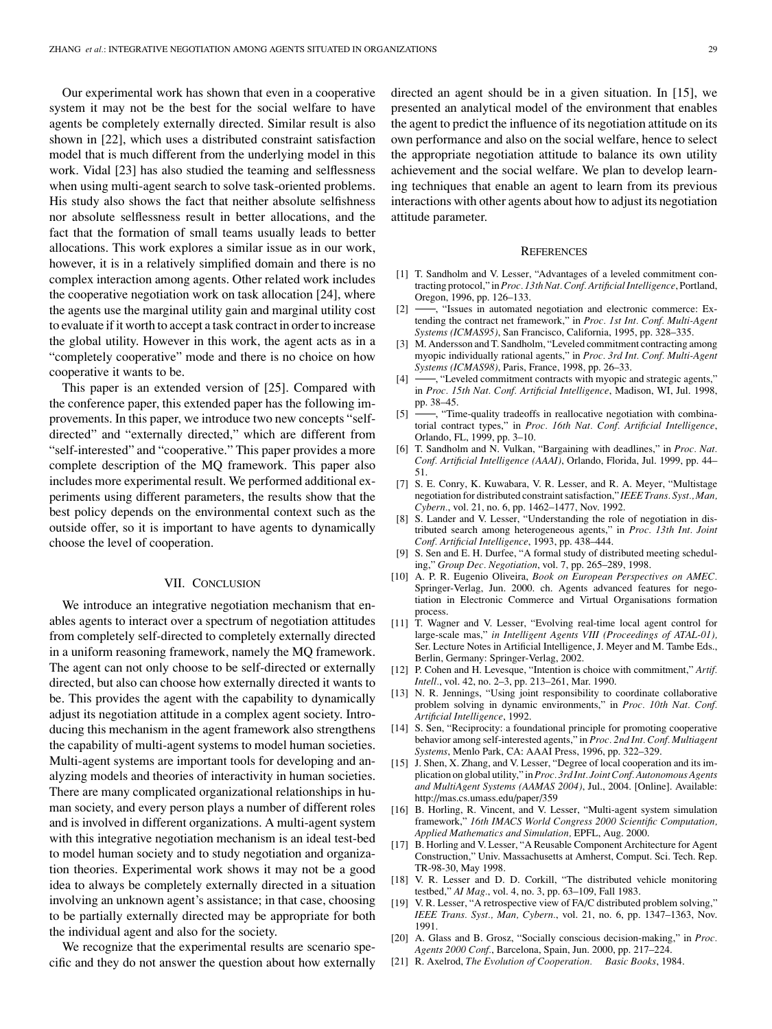Our experimental work has shown that even in a cooperative system it may not be the best for the social welfare to have agents be completely externally directed. Similar result is also shown in [22], which uses a distributed constraint satisfaction model that is much different from the underlying model in this work. Vidal [23] has also studied the teaming and selflessness when using multi-agent search to solve task-oriented problems. His study also shows the fact that neither absolute selfishness nor absolute selflessness result in better allocations, and the fact that the formation of small teams usually leads to better allocations. This work explores a similar issue as in our work, however, it is in a relatively simplified domain and there is no complex interaction among agents. Other related work includes the cooperative negotiation work on task allocation [24], where the agents use the marginal utility gain and marginal utility cost to evaluate if it worth to accept a task contract in order to increase the global utility. However in this work, the agent acts as in a "completely cooperative" mode and there is no choice on how cooperative it wants to be.

This paper is an extended version of [25]. Compared with the conference paper, this extended paper has the following improvements. In this paper, we introduce two new concepts "self-directed" and "externally directed," which are different from "self-interested" and "cooperative." This paper provides a more complete description of the MQ framework. This paper also includes more experimental result. We performed additional experiments using different parameters, the results show that the best policy depends on the environmental context such as the outside offer, so it is important to have agents to dynamically choose the level of cooperation.

## VII. Conclusion

We introduce an integrative negotiation mechanism that enables agents to interact over a spectrum of negotiation attitudes from completely self-directed to completely externally directed in a uniform reasoning framework, namely the MQ framework. The agent can not only choose to be self-directed or externally directed, but also can choose how externally directed it wants to be. This provides the agent with the capability to dynamically adjust its negotiation attitude in a complex agent society. Introducing this mechanism in the agent framework also strengthens the capability of multi-agent systems to model human societies. Multi-agent systems are important tools for developing and analyzing models and theories of interactivity in human societies. There are many complicated organizational relationships in human society, and every person plays a number of different roles and is involved in different organizations. A multi-agent system with this integrative negotiation mechanism is an ideal test-bed to model human society and to study negotiation and organization theories. Experimental work shows it may not be a good idea to always be completely externally directed in a situation involving an unknown agent's assistance; in that case, choosing to be partially externally directed may be appropriate for both the individual agent and also for the society.

We recognize that the experimental results are scenario specific and they do not answer the question about how externally directed an agent should be in a given situation. In [15], we presented an analytical model of the environment that enables the agent to predict the influence of its negotiation attitude on its own performance and also on the social welfare, hence to select the appropriate negotiation attitude to balance its own utility achievement and the social welfare. We plan to develop learning techniques that enable an agent to learn from its previous interactions with other agents about how to adjust its negotiation attitude parameter.

## References

[1] T. Sandholm and V. Lesser, "Advantages of a leveled commitment contracting protocol," in *Proc. 13th Nat. Conf. Artificial Intelligence*, Portland, Oregon, 1996, pp. 126–133.

[2] ——, "Issues in automated negotiation and electronic commerce: Extending the contract net framework," in *Proc. 1st Int. Conf. Multi-Agent Systems (ICMAS95)*, San Francisco, California, 1995, pp. 328–335.

[3] M. Andersson and T. Sandholm, "Leveled commitment contracting among myopic individually rational agents," in *Proc. 3rd Int. Conf. Multi-Agent Systems (ICMAS98)*, Paris, France, 1998, pp. 26–33.

[4] ——, "Leveled commitment contracts with myopic and strategic agents," in *Proc. 15th Nat. Conf. Artificial Intelligence*, Madison, WI, Jul. 1998, pp. 38–45.

[5] ——, "Time-quality tradeoffs in reallocative negotiation with combinatorial contract types," in *Proc. 16th Nat. Conf. Artificial Intelligence*, Orlando, FL, 1999, pp. 3–10.

[6] T. Sandholm and N. Vulkan, "Bargaining with deadlines," in *Proc. Nat. Conf. Artificial Intelligence (AAAI)*, Orlando, Florida, Jul. 1999, pp. 44–51.

[7] S. E. Conry, K. Kuwabara, V. R. Lesser, and R. A. Meyer, "Multistage negotiation for distributed constraint satisfaction," *IEEE Trans. Syst., Man, Cybern.*, vol. 21, no. 6, pp. 1462–1477, Nov. 1992.

[8] S. Lander and V. Lesser, "Understanding the role of negotiation in distributed search among heterogeneous agents," in *Proc. 13th Int. Joint Conf. Artificial Intelligence*, 1993, pp. 438–444.

[9] S. Sen and E. H. Durfee, "A formal study of distributed meeting scheduling," *Group Dec. Negotiation*, vol. 7, pp. 265–289, 1998.

[10] A. P. R. Eugenio Oliveira, *Book on European Perspectives on AMEC*. Springer-Verlag, Jun. 2000. ch. Agents advanced features for negotiation in Electronic Commerce and Virtual Organisations formation process.

[11] T. Wagner and V. Lesser, "Evolving real-time local agent control for large-scale mas," *in Intelligent Agents VIII (Proceedings of ATAL-01),* Ser. Lecture Notes in Artificial Intelligence, J. Meyer and M. Tambe Eds., Berlin, Germany: Springer-Verlag, 2002.

[12] P. Cohen and H. Levesque, "Intention is choice with commitment," *Artif. Intell.*, vol. 42, no. 2–3, pp. 213–261, Mar. 1990.

[13] N. R. Jennings, "Using joint responsibility to coordinate collaborative problem solving in dynamic environments," in *Proc. 10th Nat. Conf. Artificial Intelligence*, 1992.

[14] S. Sen, "Reciprocity: a foundational principle for promoting cooperative behavior among self-interested agents," in *Proc. 2nd Int. Conf. Multiagent Systems*, Menlo Park, CA: AAAI Press, 1996, pp. 322–329.

[15] J. Shen, X. Zhang, and V. Lesser, "Degree of local cooperation and its implication on global utility," in *Proc. 3rd Int. Joint Conf. Autonomous Agents and MultiAgent Systems (AAMAS 2004)*, Jul., 2004. [Online]. Available: http://mas.cs.umass.edu/paper/359

[16] B. Horling, R. Vincent, and V. Lesser, "Multi-agent system simulation framework," *16th IMACS World Congress 2000 Scientific Computation, Applied Mathematics and Simulation,* EPFL, Aug. 2000.

[17] B. Horling and V. Lesser, "A Reusable Component Architecture for Agent Construction," Univ. Massachusetts at Amherst, Comput. Sci. Tech. Rep. TR-98-30, May 1998.

[18] V. R. Lesser and D. D. Corkill, "The distributed vehicle monitoring testbed," *AI Mag.*, vol. 4, no. 3, pp. 63–109, Fall 1983.

[19] V. R. Lesser, "A retrospective view of FA/C distributed problem solving," *IEEE Trans. Syst., Man, Cybern.*, vol. 21, no. 6, pp. 1347–1363, Nov. 1991.

[20] A. Glass and B. Grosz, "Socially conscious decision-making," in *Proc. Agents 2000 Conf.*, Barcelona, Spain, Jun. 2000, pp. 217–224.

[21] R. Axelrod, *The Evolution of Cooperation. Basic Books*, 1984.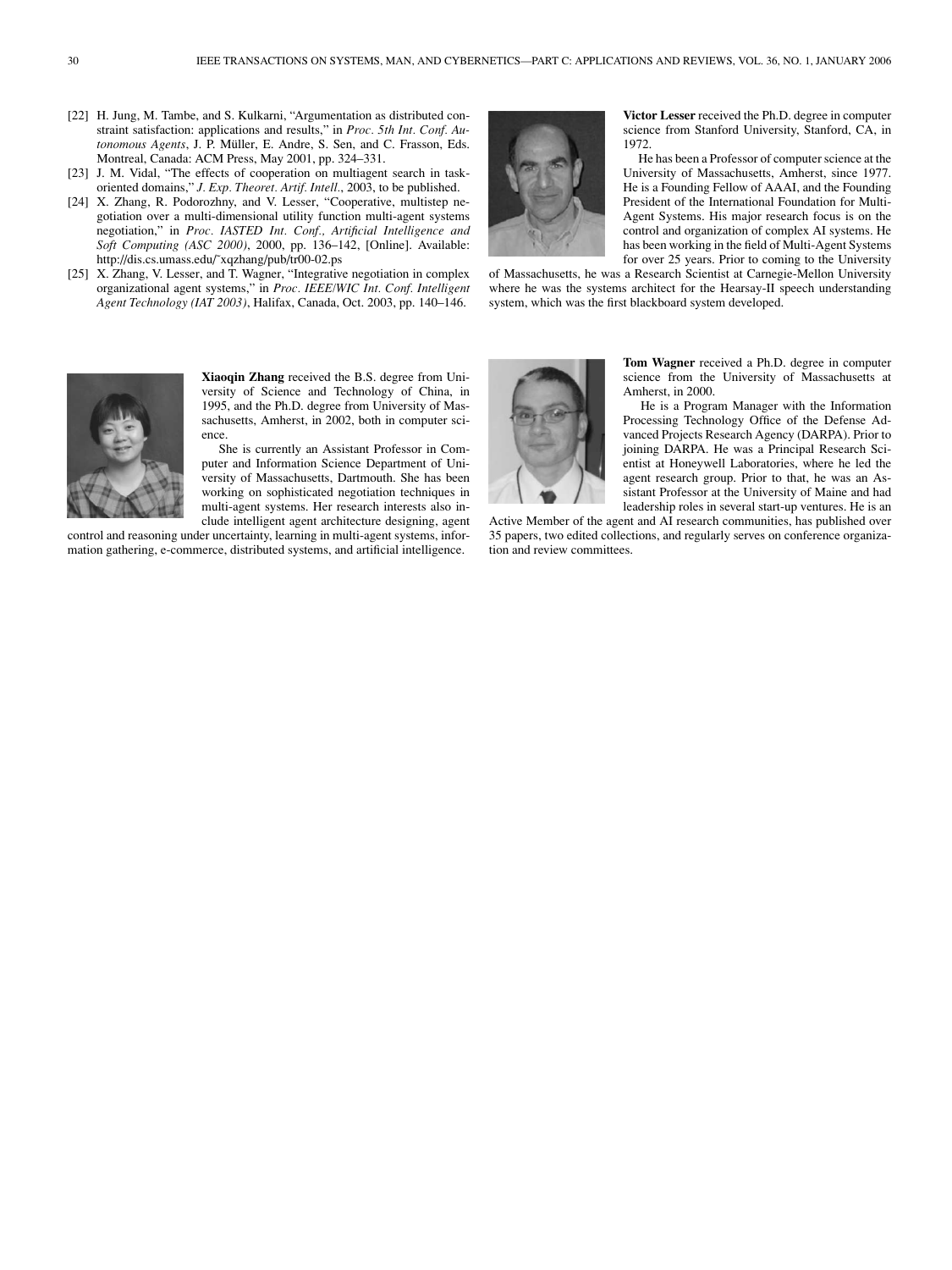[22] H. Jung, M. Tambe, and S. Kulkarni, "Argumentation as distributed constraint satisfaction: applications and results," in *Proc. 5th Int. Conf. Autonomous Agents*, J. P. Müller, E. Andre, S. Sen, and C. Frasson, Eds. Montreal, Canada: ACM Press, May 2001, pp. 324–331.

[23] J. M. Vidal, "The effects of cooperation on multiagent search in task-oriented domains," *J. Exp. Theoret. Artif. Intell.*, 2003, to be published.

[24] X. Zhang, R. Podorozhny, and V. Lesser, "Cooperative, multistep negotiation over a multi-dimensional utility function multi-agent systems negotiation," in *Proc. IASTED Int. Conf., Artificial Intelligence and Soft Computing (ASC 2000)*, 2000, pp. 136–142, [Online]. Available: http://dis.cs.umass.edu/˜xqzhang/pub/tr00-02.ps

[25] X. Zhang, V. Lesser, and T. Wagner, "Integrative negotiation in complex organizational agent systems," in *Proc. IEEE/WIC Int. Conf. Intelligent Agent Technology (IAT 2003)*, Halifax, Canada, Oct. 2003, pp. 140–146.

**Xiaoqin Zhang** received the B.S. degree from University of Science and Technology of China, in 1995, and the Ph.D. degree from University of Massachusetts, Amherst, in 2002, both in computer science.

She is currently an Assistant Professor in Computer and Information Science Department of University of Massachusetts, Dartmouth. She has been working on sophisticated negotiation techniques in multi-agent systems. Her research interests also include intelligent agent architecture designing, agent control and reasoning under uncertainty, learning in multi-agent systems, information gathering, e-commerce, distributed systems, and artificial intelligence.

**Victor Lesser** received the Ph.D. degree in computer science from Stanford University, Stanford, CA, in 1972.

He has been a Professor of computer science at the University of Massachusetts, Amherst, since 1977. He is a Founding Fellow of AAAI, and the Founding President of the International Foundation for Multi-Agent Systems. His major research focus is on the control and organization of complex AI systems. He has been working in the field of Multi-Agent Systems for over 25 years. Prior to coming to the University of Massachusetts, he was a Research Scientist at Carnegie-Mellon University where he was the systems architect for the Hearsay-II speech understanding system, which was the first blackboard system developed.

**Tom Wagner** received a Ph.D. degree in computer science from the University of Massachusetts at Amherst, in 2000.

He is a Program Manager with the Information Processing Technology Office of the Defense Advanced Projects Research Agency (DARPA). Prior to joining DARPA. He was a Principal Research Scientist at Honeywell Laboratories, where he led the agent research group. Prior to that, he was an Assistant Professor at the University of Maine and had leadership roles in several start-up ventures. He is an Active Member of the agent and AI research communities, has published over 35 papers, two edited collections, and regularly serves on conference organization and review committees.